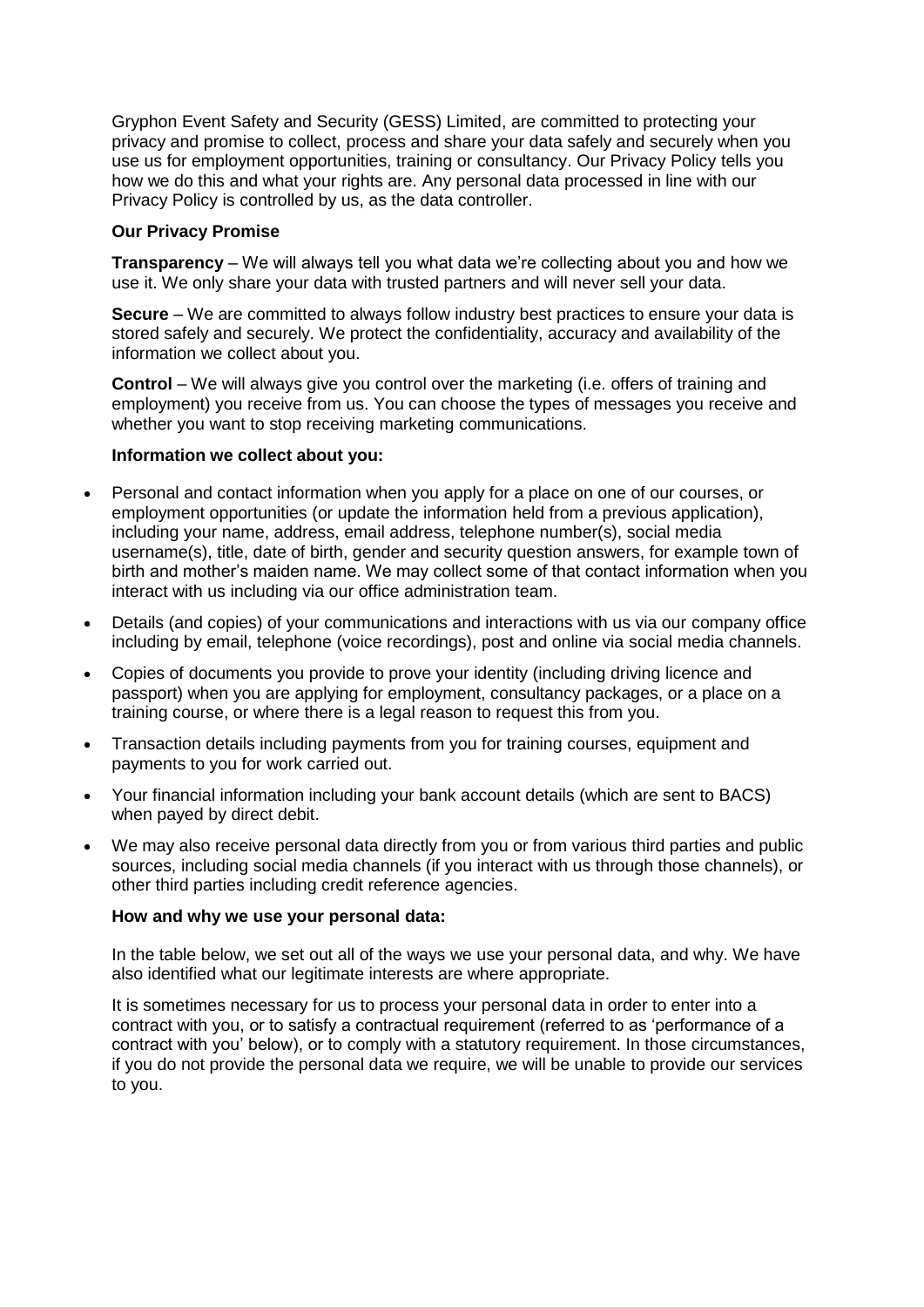Gryphon Event Safety and Security (GESS) Limited, are committed to protecting your privacy and promise to collect, process and share your data safely and securely when you use us for employment opportunities, training or consultancy. Our Privacy Policy tells you how we do this and what your rights are. Any personal data processed in line with our Privacy Policy is controlled by us, as the data controller.

**Our Privacy Promise**

**Transparency** – We will always tell you what data we're collecting about you and how we use it. We only share your data with trusted partners and will never sell your data.

**Secure** – We are committed to always follow industry best practices to ensure your data is stored safely and securely. We protect the confidentiality, accuracy and availability of the information we collect about you.

**Control** – We will always give you control over the marketing (i.e. offers of training and employment) you receive from us. You can choose the types of messages you receive and whether you want to stop receiving marketing communications.

**Information we collect about you:**

- Personal and contact information when you apply for a place on one of our courses, or employment opportunities (or update the information held from a previous application), including your name, address, email address, telephone number(s), social media username(s), title, date of birth, gender and security question answers, for example town of birth and mother's maiden name. We may collect some of that contact information when you interact with us including via our office administration team.
- Details (and copies) of your communications and interactions with us via our company office including by email, telephone (voice recordings), post and online via social media channels.
- Copies of documents you provide to prove your identity (including driving licence and passport) when you are applying for employment, consultancy packages, or a place on a training course, or where there is a legal reason to request this from you.
- Transaction details including payments from you for training courses, equipment and payments to you for work carried out.
- Your financial information including your bank account details (which are sent to BACS) when payed by direct debit.
- We may also receive personal data directly from you or from various third parties and public sources, including social media channels (if you interact with us through those channels), or other third parties including credit reference agencies.

**How and why we use your personal data:**

In the table below, we set out all of the ways we use your personal data, and why. We have also identified what our legitimate interests are where appropriate.

It is sometimes necessary for us to process your personal data in order to enter into a contract with you, or to satisfy a contractual requirement (referred to as 'performance of a contract with you' below), or to comply with a statutory requirement. In those circumstances, if you do not provide the personal data we require, we will be unable to provide our services to you.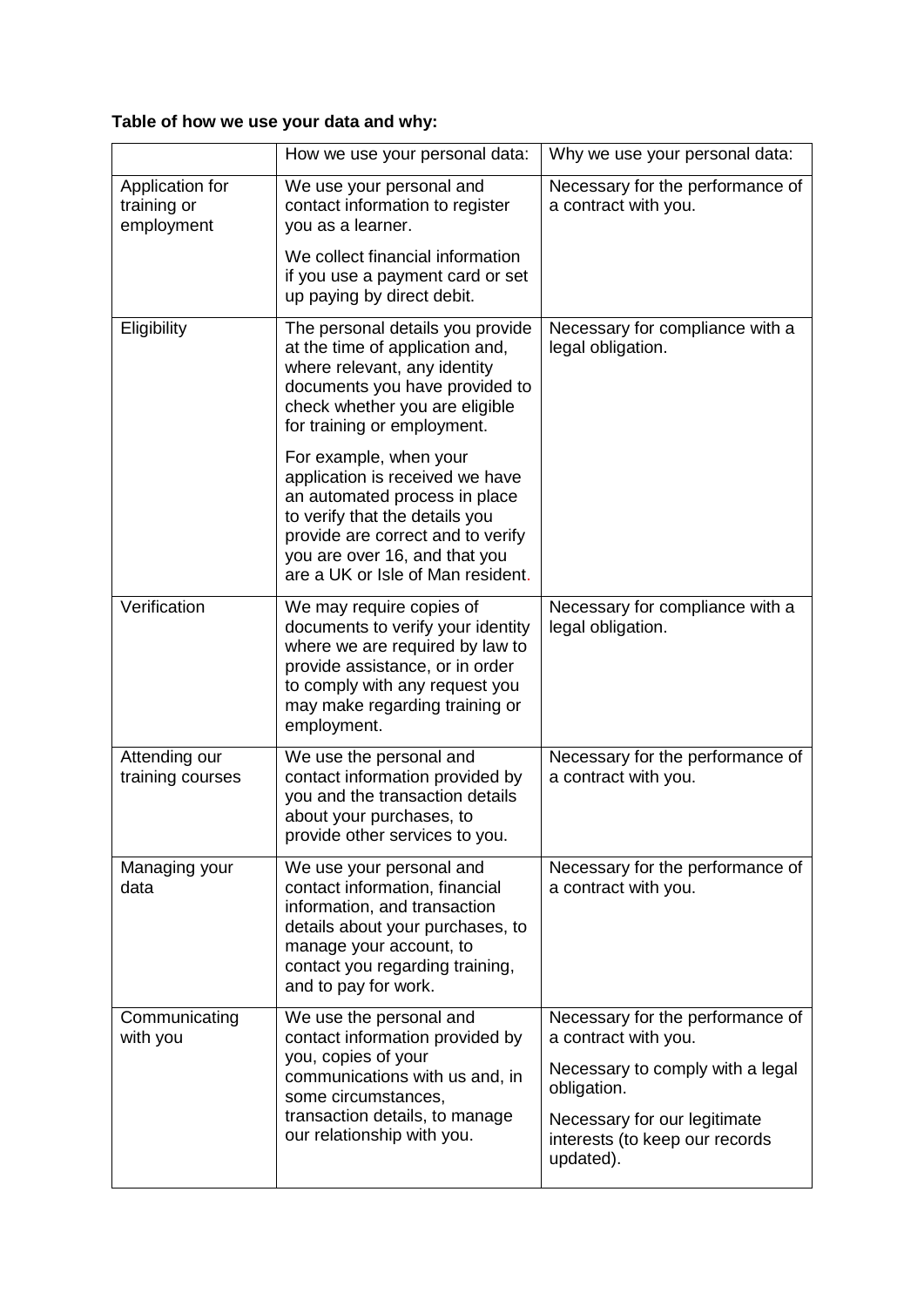**Table of how we use your data and why:**

| | How we use your personal data: | Why we use your personal data: |
|---|---|---|
| Application for training or employment | We use your personal and contact information to register you as a learner.<br><br>We collect financial information if you use a payment card or set up paying by direct debit. | Necessary for the performance of a contract with you. |
| Eligibility | The personal details you provide at the time of application and, where relevant, any identity documents you have provided to check whether you are eligible for training or employment.<br><br>For example, when your application is received we have an automated process in place to verify that the details you provide are correct and to verify you are over 16, and that you are a UK or Isle of Man resident. | Necessary for compliance with a legal obligation. |
| Verification | We may require copies of documents to verify your identity where we are required by law to provide assistance, or in order to comply with any request you may make regarding training or employment. | Necessary for compliance with a legal obligation. |
| Attending our training courses | We use the personal and contact information provided by you and the transaction details about your purchases, to provide other services to you. | Necessary for the performance of a contract with you. |
| Managing your data | We use your personal and contact information, financial information, and transaction details about your purchases, to manage your account, to contact you regarding training, and to pay for work. | Necessary for the performance of a contract with you. |
| Communicating with you | We use the personal and contact information provided by you, copies of your communications with us and, in some circumstances, transaction details, to manage our relationship with you. | Necessary for the performance of a contract with you.<br><br>Necessary to comply with a legal obligation.<br><br>Necessary for our legitimate interests (to keep our records updated). |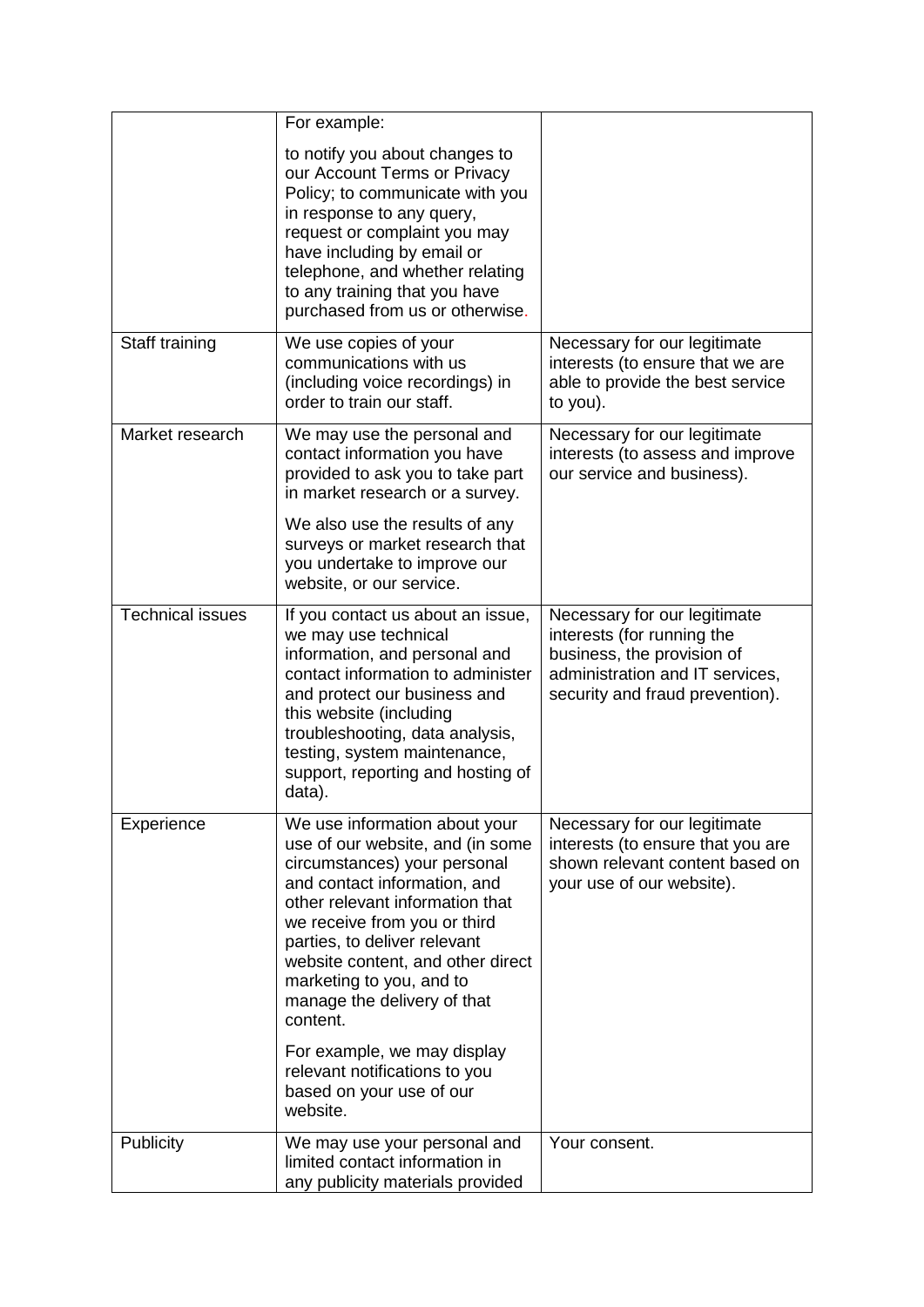| | | |
|---|---|---|
| | For example:<br><br>to notify you about changes to our Account Terms or Privacy Policy; to communicate with you in response to any query, request or complaint you may have including by email or telephone, and whether relating to any training that you have purchased from us or otherwise. | |
| Staff training | We use copies of your communications with us (including voice recordings) in order to train our staff. | Necessary for our legitimate interests (to ensure that we are able to provide the best service to you). |
| Market research | We may use the personal and contact information you have provided to ask you to take part in market research or a survey.<br><br>We also use the results of any surveys or market research that you undertake to improve our website, or our service. | Necessary for our legitimate interests (to assess and improve our service and business). |
| Technical issues | If you contact us about an issue, we may use technical information, and personal and contact information to administer and protect our business and this website (including troubleshooting, data analysis, testing, system maintenance, support, reporting and hosting of data). | Necessary for our legitimate interests (for running the business, the provision of administration and IT services, security and fraud prevention). |
| Experience | We use information about your use of our website, and (in some circumstances) your personal and contact information, and other relevant information that we receive from you or third parties, to deliver relevant website content, and other direct marketing to you, and to manage the delivery of that content.<br><br>For example, we may display relevant notifications to you based on your use of our website. | Necessary for our legitimate interests (to ensure that you are shown relevant content based on your use of our website). |
| Publicity | We may use your personal and limited contact information in any publicity materials provided | Your consent. |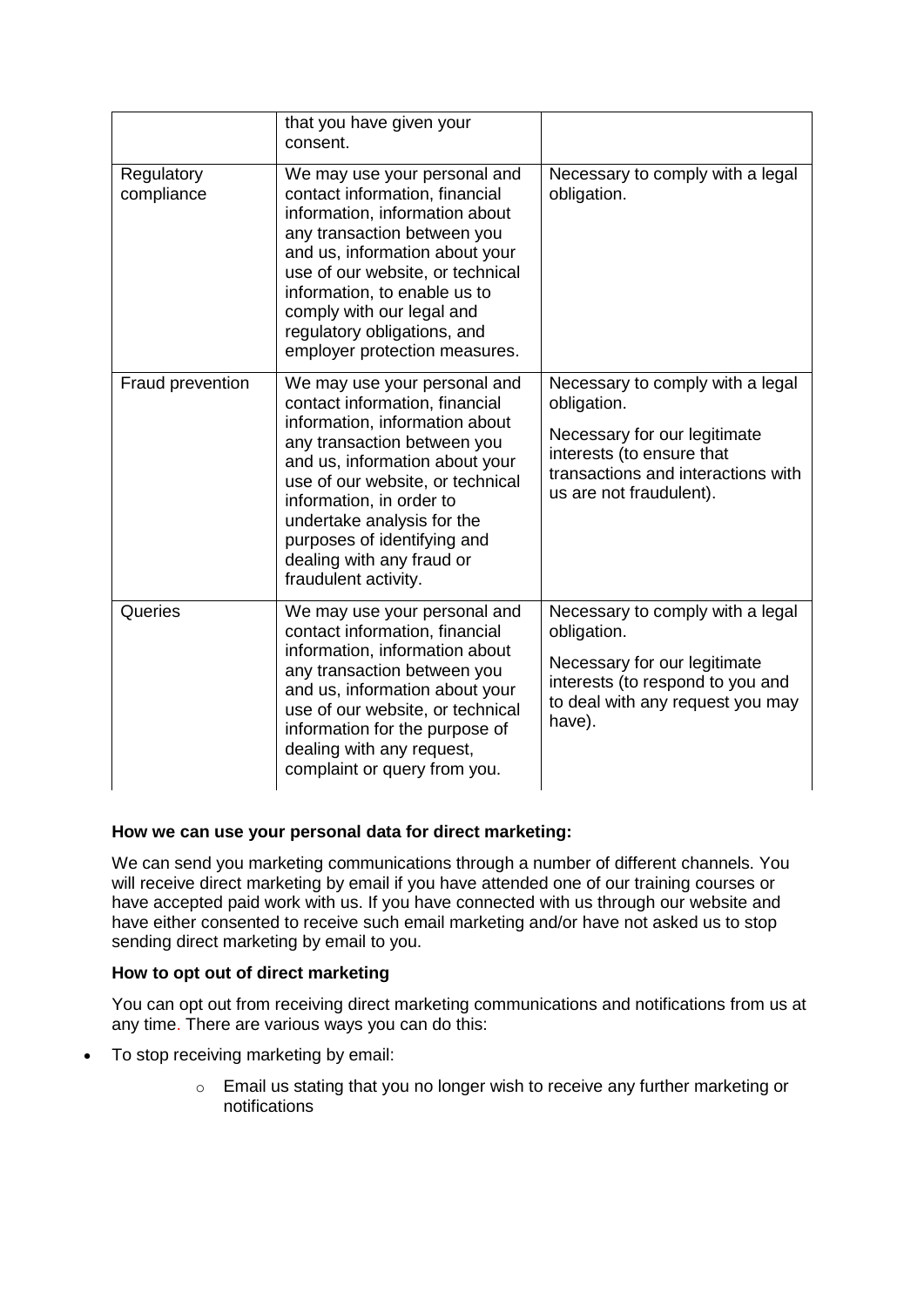| | | |
|---|---|---|
| | that you have given your consent. | |
| Regulatory compliance | We may use your personal and contact information, financial information, information about any transaction between you and us, information about your use of our website, or technical information, to enable us to comply with our legal and regulatory obligations, and employer protection measures. | Necessary to comply with a legal obligation. |
| Fraud prevention | We may use your personal and contact information, financial information, information about any transaction between you and us, information about your use of our website, or technical information, in order to undertake analysis for the purposes of identifying and dealing with any fraud or fraudulent activity. | Necessary to comply with a legal obligation.<br><br>Necessary for our legitimate interests (to ensure that transactions and interactions with us are not fraudulent). |
| Queries | We may use your personal and contact information, financial information, information about any transaction between you and us, information about your use of our website, or technical information for the purpose of dealing with any request, complaint or query from you. | Necessary to comply with a legal obligation.<br><br>Necessary for our legitimate interests (to respond to you and to deal with any request you may have). |

**How we can use your personal data for direct marketing:**

We can send you marketing communications through a number of different channels. You will receive direct marketing by email if you have attended one of our training courses or have accepted paid work with us. If you have connected with us through our website and have either consented to receive such email marketing and/or have not asked us to stop sending direct marketing by email to you.

**How to opt out of direct marketing**

You can opt out from receiving direct marketing communications and notifications from us at any time. There are various ways you can do this:

- To stop receiving marketing by email:
  - Email us stating that you no longer wish to receive any further marketing or notifications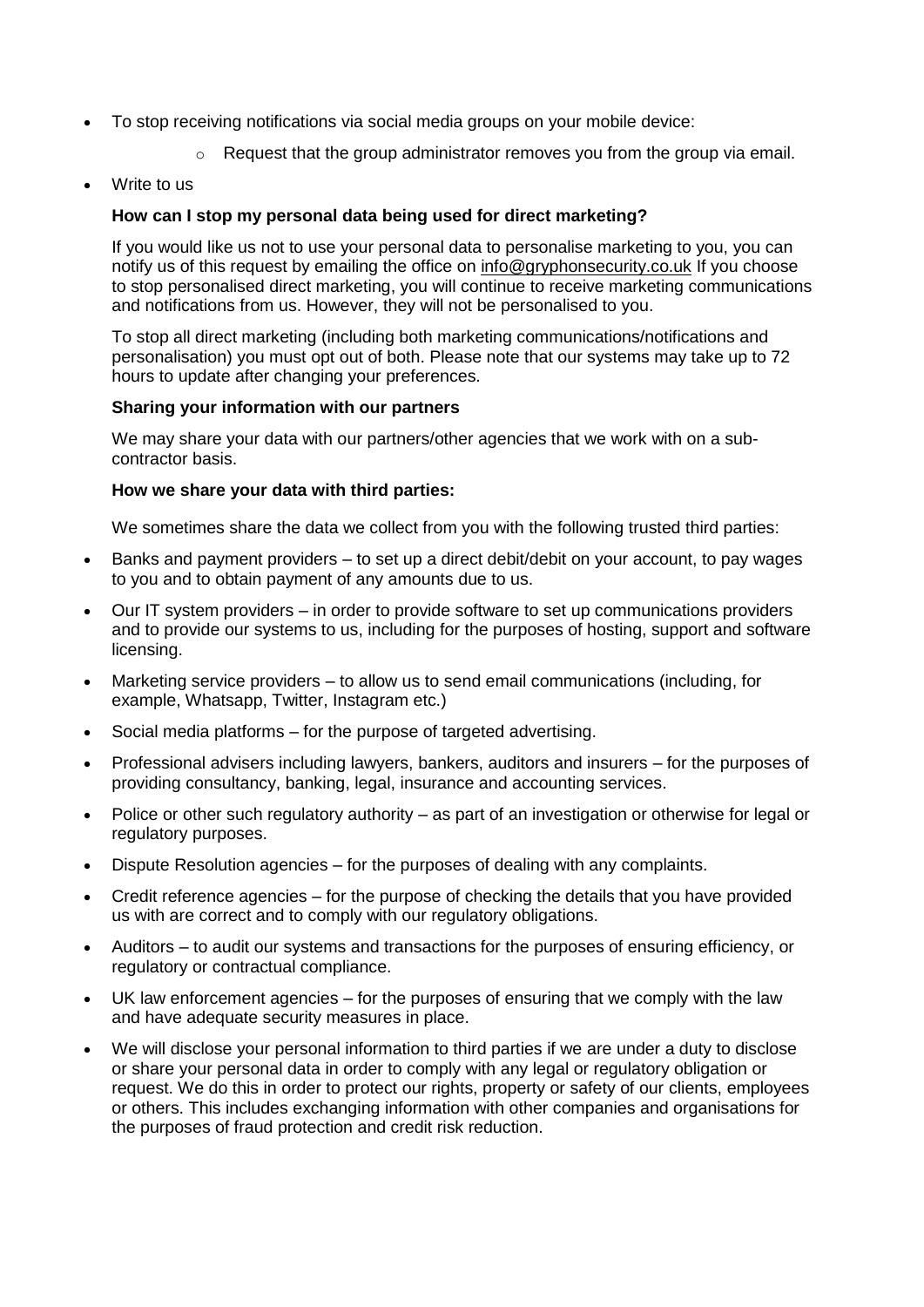- To stop receiving notifications via social media groups on your mobile device:
    - Request that the group administrator removes you from the group via email.
- Write to us

**How can I stop my personal data being used for direct marketing?**

If you would like us not to use your personal data to personalise marketing to you, you can notify us of this request by emailing the office on info@gryphonsecurity.co.uk If you choose to stop personalised direct marketing, you will continue to receive marketing communications and notifications from us. However, they will not be personalised to you.

To stop all direct marketing (including both marketing communications/notifications and personalisation) you must opt out of both. Please note that our systems may take up to 72 hours to update after changing your preferences.

**Sharing your information with our partners**

We may share your data with our partners/other agencies that we work with on a sub-contractor basis.

**How we share your data with third parties:**

We sometimes share the data we collect from you with the following trusted third parties:

- Banks and payment providers – to set up a direct debit/debit on your account, to pay wages to you and to obtain payment of any amounts due to us.
- Our IT system providers – in order to provide software to set up communications providers and to provide our systems to us, including for the purposes of hosting, support and software licensing.
- Marketing service providers – to allow us to send email communications (including, for example, Whatsapp, Twitter, Instagram etc.)
- Social media platforms – for the purpose of targeted advertising.
- Professional advisers including lawyers, bankers, auditors and insurers – for the purposes of providing consultancy, banking, legal, insurance and accounting services.
- Police or other such regulatory authority – as part of an investigation or otherwise for legal or regulatory purposes.
- Dispute Resolution agencies – for the purposes of dealing with any complaints.
- Credit reference agencies – for the purpose of checking the details that you have provided us with are correct and to comply with our regulatory obligations.
- Auditors – to audit our systems and transactions for the purposes of ensuring efficiency, or regulatory or contractual compliance.
- UK law enforcement agencies – for the purposes of ensuring that we comply with the law and have adequate security measures in place.
- We will disclose your personal information to third parties if we are under a duty to disclose or share your personal data in order to comply with any legal or regulatory obligation or request. We do this in order to protect our rights, property or safety of our clients, employees or others. This includes exchanging information with other companies and organisations for the purposes of fraud protection and credit risk reduction.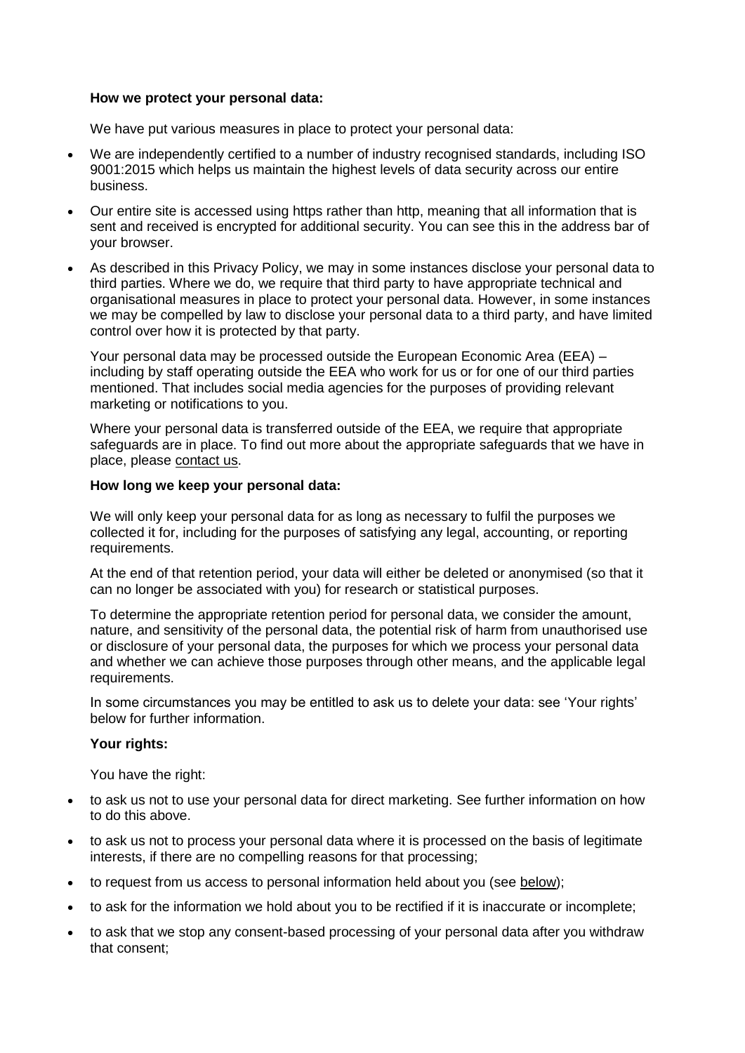**How we protect your personal data:**

We have put various measures in place to protect your personal data:

- We are independently certified to a number of industry recognised standards, including ISO 9001:2015 which helps us maintain the highest levels of data security across our entire business.
- Our entire site is accessed using https rather than http, meaning that all information that is sent and received is encrypted for additional security. You can see this in the address bar of your browser.
- As described in this Privacy Policy, we may in some instances disclose your personal data to third parties. Where we do, we require that third party to have appropriate technical and organisational measures in place to protect your personal data. However, in some instances we may be compelled by law to disclose your personal data to a third party, and have limited control over how it is protected by that party.

  Your personal data may be processed outside the European Economic Area (EEA) – including by staff operating outside the EEA who work for us or for one of our third parties mentioned. That includes social media agencies for the purposes of providing relevant marketing or notifications to you.

  Where your personal data is transferred outside of the EEA, we require that appropriate safeguards are in place. To find out more about the appropriate safeguards that we have in place, please contact us.

**How long we keep your personal data:**

We will only keep your personal data for as long as necessary to fulfil the purposes we collected it for, including for the purposes of satisfying any legal, accounting, or reporting requirements.

At the end of that retention period, your data will either be deleted or anonymised (so that it can no longer be associated with you) for research or statistical purposes.

To determine the appropriate retention period for personal data, we consider the amount, nature, and sensitivity of the personal data, the potential risk of harm from unauthorised use or disclosure of your personal data, the purposes for which we process your personal data and whether we can achieve those purposes through other means, and the applicable legal requirements.

In some circumstances you may be entitled to ask us to delete your data: see 'Your rights' below for further information.

**Your rights:**

You have the right:

- to ask us not to use your personal data for direct marketing. See further information on how to do this above.
- to ask us not to process your personal data where it is processed on the basis of legitimate interests, if there are no compelling reasons for that processing;
- to request from us access to personal information held about you (see below);
- to ask for the information we hold about you to be rectified if it is inaccurate or incomplete;
- to ask that we stop any consent-based processing of your personal data after you withdraw that consent;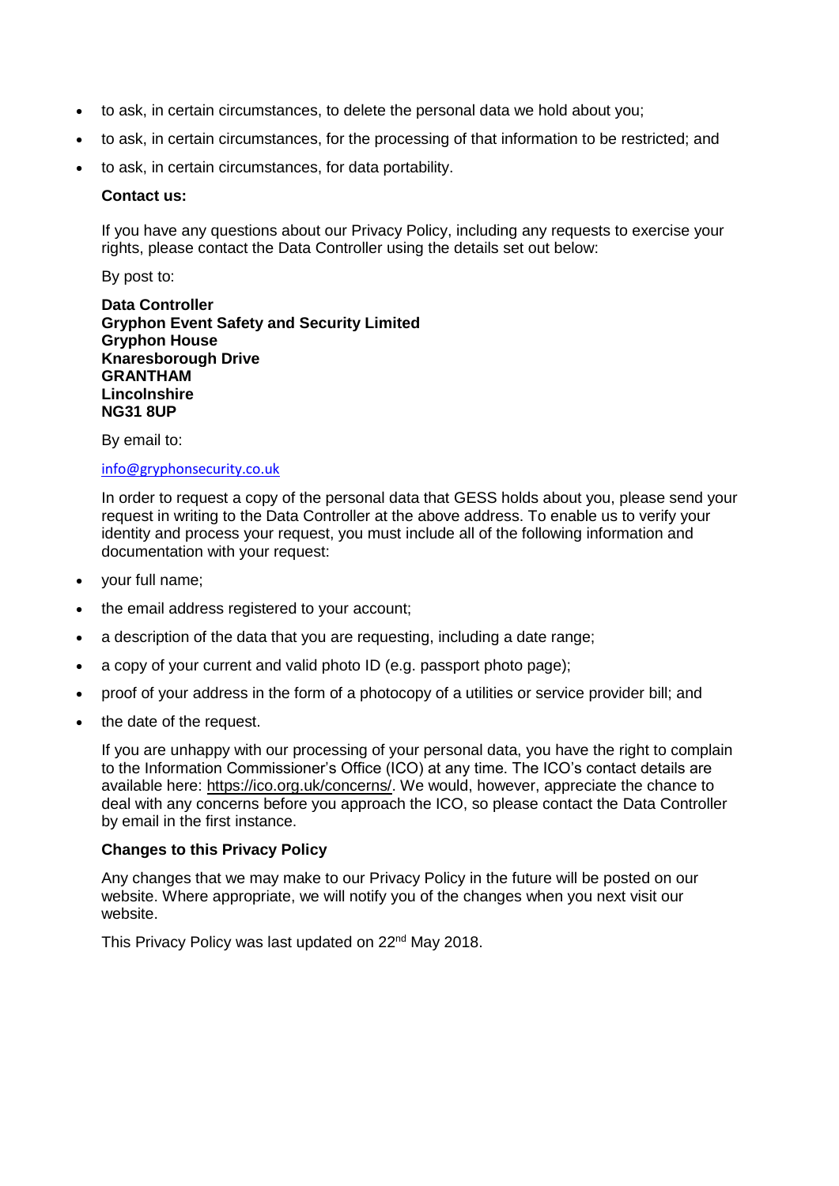- to ask, in certain circumstances, to delete the personal data we hold about you;
- to ask, in certain circumstances, for the processing of that information to be restricted; and
- to ask, in certain circumstances, for data portability.

**Contact us:**

If you have any questions about our Privacy Policy, including any requests to exercise your rights, please contact the Data Controller using the details set out below:

By post to:

**Data Controller**
**Gryphon Event Safety and Security Limited**
**Gryphon House**
**Knaresborough Drive**
**GRANTHAM**
**Lincolnshire**
**NG31 8UP**

By email to:

info@gryphonsecurity.co.uk

In order to request a copy of the personal data that GESS holds about you, please send your request in writing to the Data Controller at the above address. To enable us to verify your identity and process your request, you must include all of the following information and documentation with your request:

- your full name;
- the email address registered to your account;
- a description of the data that you are requesting, including a date range;
- a copy of your current and valid photo ID (e.g. passport photo page);
- proof of your address in the form of a photocopy of a utilities or service provider bill; and
- the date of the request.

If you are unhappy with our processing of your personal data, you have the right to complain to the Information Commissioner's Office (ICO) at any time. The ICO's contact details are available here: https://ico.org.uk/concerns/. We would, however, appreciate the chance to deal with any concerns before you approach the ICO, so please contact the Data Controller by email in the first instance.

**Changes to this Privacy Policy**

Any changes that we may make to our Privacy Policy in the future will be posted on our website. Where appropriate, we will notify you of the changes when you next visit our website.

This Privacy Policy was last updated on 22nd May 2018.